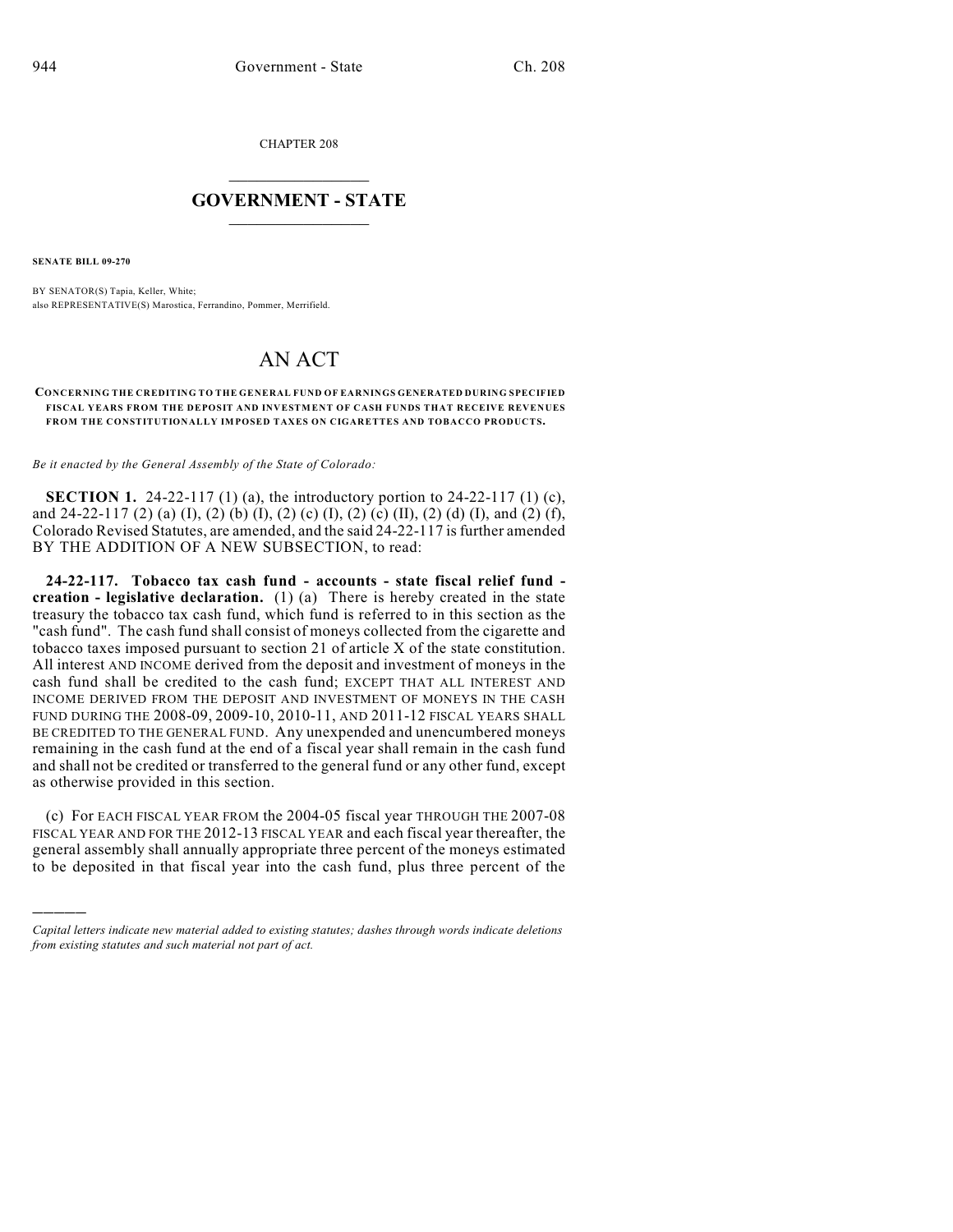CHAPTER 208

# GOVERNMENT - STATE

**SENATE BILL 09-270**

BY SENATOR(S) Tapia, Keller, White;
also REPRESENTATIVE(S) Marostica, Ferrandino, Pommer, Merrifield.

# AN ACT

**CONCERNING THE CREDITING TO THE GENERAL FUND OF EARNINGS GENERATED DURING SPECIFIED FISCAL YEARS FROM THE DEPOSIT AND INVESTMENT OF CASH FUNDS THAT RECEIVE REVENUES FROM THE CONSTITUTIONALLY IMPOSED TAXES ON CIGARETTES AND TOBACCO PRODUCTS.**

*Be it enacted by the General Assembly of the State of Colorado:*

**SECTION 1.** 24-22-117 (1) (a), the introductory portion to 24-22-117 (1) (c), and 24-22-117 (2) (a) (I), (2) (b) (I), (2) (c) (I), (2) (c) (II), (2) (d) (I), and (2) (f), Colorado Revised Statutes, are amended, and the said 24-22-117 is further amended BY THE ADDITION OF A NEW SUBSECTION, to read:

**24-22-117. Tobacco tax cash fund - accounts - state fiscal relief fund - creation - legislative declaration.** (1) (a) There is hereby created in the state treasury the tobacco tax cash fund, which fund is referred to in this section as the "cash fund". The cash fund shall consist of moneys collected from the cigarette and tobacco taxes imposed pursuant to section 21 of article X of the state constitution. All interest AND INCOME derived from the deposit and investment of moneys in the cash fund shall be credited to the cash fund; EXCEPT THAT ALL INTEREST AND INCOME DERIVED FROM THE DEPOSIT AND INVESTMENT OF MONEYS IN THE CASH FUND DURING THE 2008-09, 2009-10, 2010-11, AND 2011-12 FISCAL YEARS SHALL BE CREDITED TO THE GENERAL FUND. Any unexpended and unencumbered moneys remaining in the cash fund at the end of a fiscal year shall remain in the cash fund and shall not be credited or transferred to the general fund or any other fund, except as otherwise provided in this section.

(c) For EACH FISCAL YEAR FROM the 2004-05 fiscal year THROUGH THE 2007-08 FISCAL YEAR AND FOR THE 2012-13 FISCAL YEAR and each fiscal year thereafter, the general assembly shall annually appropriate three percent of the moneys estimated to be deposited in that fiscal year into the cash fund, plus three percent of the

---

*Capital letters indicate new material added to existing statutes; dashes through words indicate deletions from existing statutes and such material not part of act.*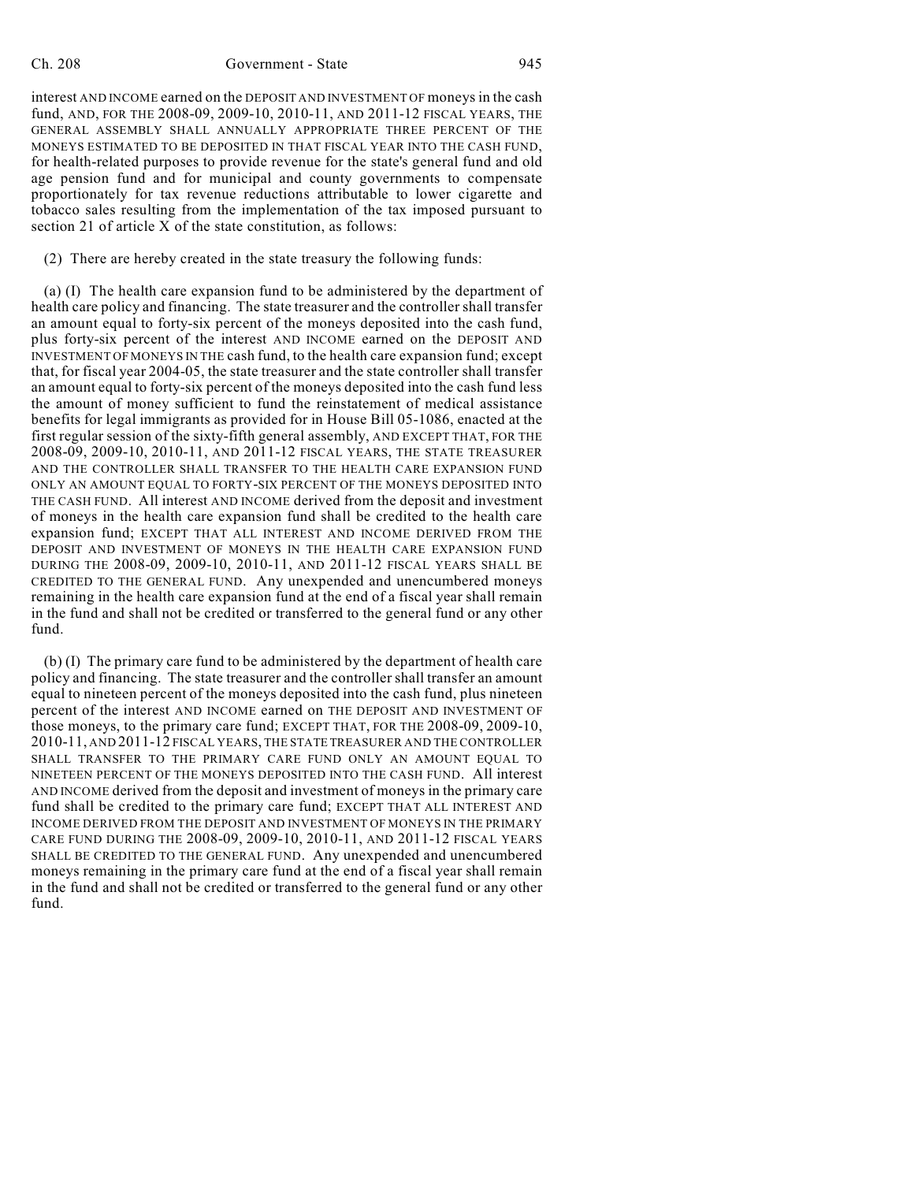interest AND INCOME earned on the DEPOSIT AND INVESTMENT OF moneys in the cash fund, AND, FOR THE 2008-09, 2009-10, 2010-11, AND 2011-12 FISCAL YEARS, THE GENERAL ASSEMBLY SHALL ANNUALLY APPROPRIATE THREE PERCENT OF THE MONEYS ESTIMATED TO BE DEPOSITED IN THAT FISCAL YEAR INTO THE CASH FUND, for health-related purposes to provide revenue for the state's general fund and old age pension fund and for municipal and county governments to compensate proportionately for tax revenue reductions attributable to lower cigarette and tobacco sales resulting from the implementation of the tax imposed pursuant to section 21 of article X of the state constitution, as follows:

(2) There are hereby created in the state treasury the following funds:

(a) (I) The health care expansion fund to be administered by the department of health care policy and financing. The state treasurer and the controller shall transfer an amount equal to forty-six percent of the moneys deposited into the cash fund, plus forty-six percent of the interest AND INCOME earned on the DEPOSIT AND INVESTMENT OF MONEYS IN THE cash fund, to the health care expansion fund; except that, for fiscal year 2004-05, the state treasurer and the state controller shall transfer an amount equal to forty-six percent of the moneys deposited into the cash fund less the amount of money sufficient to fund the reinstatement of medical assistance benefits for legal immigrants as provided for in House Bill 05-1086, enacted at the first regular session of the sixty-fifth general assembly, AND EXCEPT THAT, FOR THE 2008-09, 2009-10, 2010-11, AND 2011-12 FISCAL YEARS, THE STATE TREASURER AND THE CONTROLLER SHALL TRANSFER TO THE HEALTH CARE EXPANSION FUND ONLY AN AMOUNT EQUAL TO FORTY-SIX PERCENT OF THE MONEYS DEPOSITED INTO THE CASH FUND. All interest AND INCOME derived from the deposit and investment of moneys in the health care expansion fund shall be credited to the health care expansion fund; EXCEPT THAT ALL INTEREST AND INCOME DERIVED FROM THE DEPOSIT AND INVESTMENT OF MONEYS IN THE HEALTH CARE EXPANSION FUND DURING THE 2008-09, 2009-10, 2010-11, AND 2011-12 FISCAL YEARS SHALL BE CREDITED TO THE GENERAL FUND. Any unexpended and unencumbered moneys remaining in the health care expansion fund at the end of a fiscal year shall remain in the fund and shall not be credited or transferred to the general fund or any other fund.

(b) (I) The primary care fund to be administered by the department of health care policy and financing. The state treasurer and the controller shall transfer an amount equal to nineteen percent of the moneys deposited into the cash fund, plus nineteen percent of the interest AND INCOME earned on THE DEPOSIT AND INVESTMENT OF those moneys, to the primary care fund; EXCEPT THAT, FOR THE 2008-09, 2009-10, 2010-11, AND 2011-12 FISCAL YEARS, THE STATE TREASURER AND THE CONTROLLER SHALL TRANSFER TO THE PRIMARY CARE FUND ONLY AN AMOUNT EQUAL TO NINETEEN PERCENT OF THE MONEYS DEPOSITED INTO THE CASH FUND. All interest AND INCOME derived from the deposit and investment of moneys in the primary care fund shall be credited to the primary care fund; EXCEPT THAT ALL INTEREST AND INCOME DERIVED FROM THE DEPOSIT AND INVESTMENT OF MONEYS IN THE PRIMARY CARE FUND DURING THE 2008-09, 2009-10, 2010-11, AND 2011-12 FISCAL YEARS SHALL BE CREDITED TO THE GENERAL FUND. Any unexpended and unencumbered moneys remaining in the primary care fund at the end of a fiscal year shall remain in the fund and shall not be credited or transferred to the general fund or any other fund.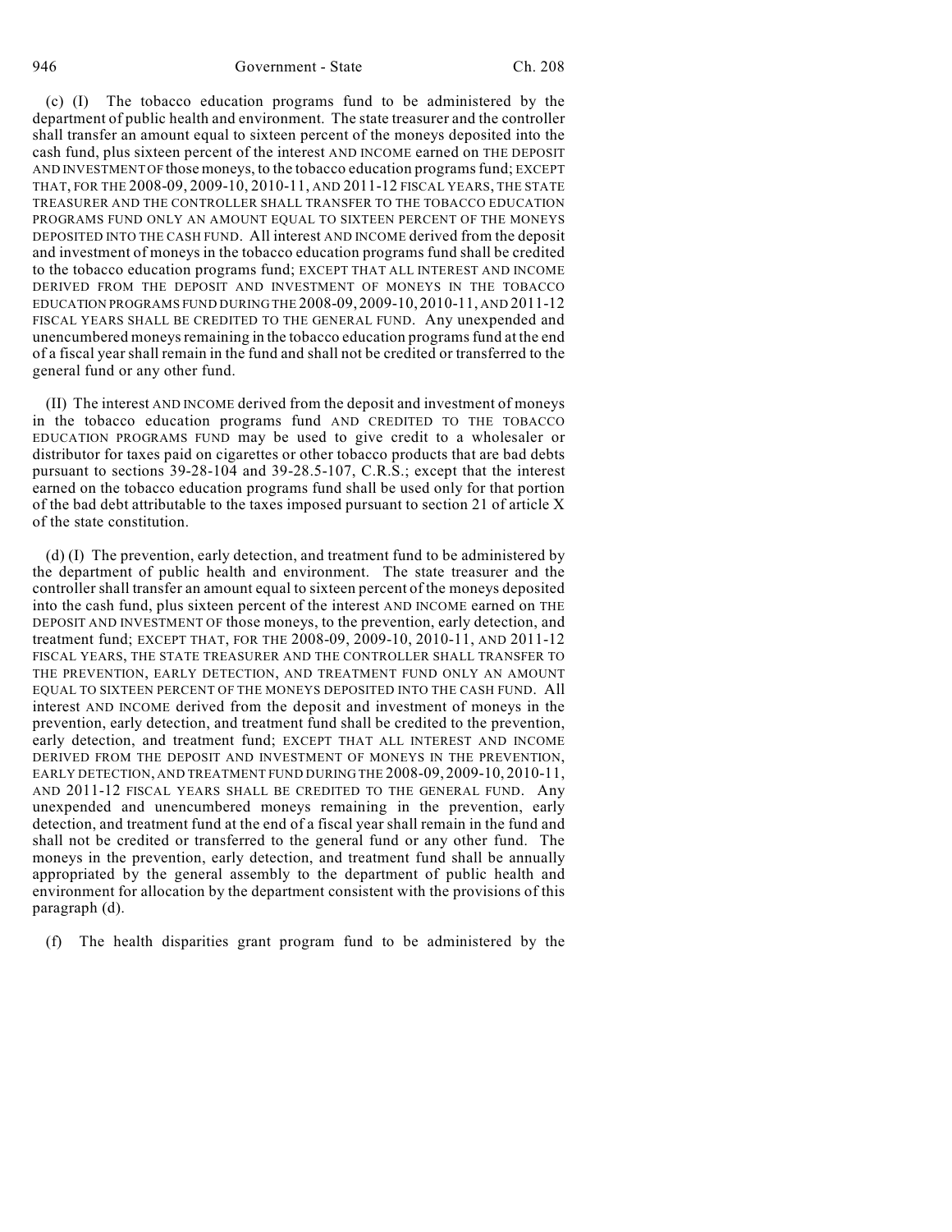(c) (I) The tobacco education programs fund to be administered by the department of public health and environment. The state treasurer and the controller shall transfer an amount equal to sixteen percent of the moneys deposited into the cash fund, plus sixteen percent of the interest AND INCOME earned on THE DEPOSIT AND INVESTMENT OF those moneys, to the tobacco education programs fund; EXCEPT THAT, FOR THE 2008-09, 2009-10, 2010-11, AND 2011-12 FISCAL YEARS, THE STATE TREASURER AND THE CONTROLLER SHALL TRANSFER TO THE TOBACCO EDUCATION PROGRAMS FUND ONLY AN AMOUNT EQUAL TO SIXTEEN PERCENT OF THE MONEYS DEPOSITED INTO THE CASH FUND. All interest AND INCOME derived from the deposit and investment of moneys in the tobacco education programs fund shall be credited to the tobacco education programs fund; EXCEPT THAT ALL INTEREST AND INCOME DERIVED FROM THE DEPOSIT AND INVESTMENT OF MONEYS IN THE TOBACCO EDUCATION PROGRAMS FUND DURING THE 2008-09, 2009-10, 2010-11, AND 2011-12 FISCAL YEARS SHALL BE CREDITED TO THE GENERAL FUND. Any unexpended and unencumbered moneys remaining in the tobacco education programs fund at the end of a fiscal year shall remain in the fund and shall not be credited or transferred to the general fund or any other fund.

(II) The interest AND INCOME derived from the deposit and investment of moneys in the tobacco education programs fund AND CREDITED TO THE TOBACCO EDUCATION PROGRAMS FUND may be used to give credit to a wholesaler or distributor for taxes paid on cigarettes or other tobacco products that are bad debts pursuant to sections 39-28-104 and 39-28.5-107, C.R.S.; except that the interest earned on the tobacco education programs fund shall be used only for that portion of the bad debt attributable to the taxes imposed pursuant to section 21 of article X of the state constitution.

(d) (I) The prevention, early detection, and treatment fund to be administered by the department of public health and environment. The state treasurer and the controller shall transfer an amount equal to sixteen percent of the moneys deposited into the cash fund, plus sixteen percent of the interest AND INCOME earned on THE DEPOSIT AND INVESTMENT OF those moneys, to the prevention, early detection, and treatment fund; EXCEPT THAT, FOR THE 2008-09, 2009-10, 2010-11, AND 2011-12 FISCAL YEARS, THE STATE TREASURER AND THE CONTROLLER SHALL TRANSFER TO THE PREVENTION, EARLY DETECTION, AND TREATMENT FUND ONLY AN AMOUNT EQUAL TO SIXTEEN PERCENT OF THE MONEYS DEPOSITED INTO THE CASH FUND. All interest AND INCOME derived from the deposit and investment of moneys in the prevention, early detection, and treatment fund shall be credited to the prevention, early detection, and treatment fund; EXCEPT THAT ALL INTEREST AND INCOME DERIVED FROM THE DEPOSIT AND INVESTMENT OF MONEYS IN THE PREVENTION, EARLY DETECTION, AND TREATMENT FUND DURING THE 2008-09, 2009-10, 2010-11, AND 2011-12 FISCAL YEARS SHALL BE CREDITED TO THE GENERAL FUND. Any unexpended and unencumbered moneys remaining in the prevention, early detection, and treatment fund at the end of a fiscal year shall remain in the fund and shall not be credited or transferred to the general fund or any other fund. The moneys in the prevention, early detection, and treatment fund shall be annually appropriated by the general assembly to the department of public health and environment for allocation by the department consistent with the provisions of this paragraph (d).

(f) The health disparities grant program fund to be administered by the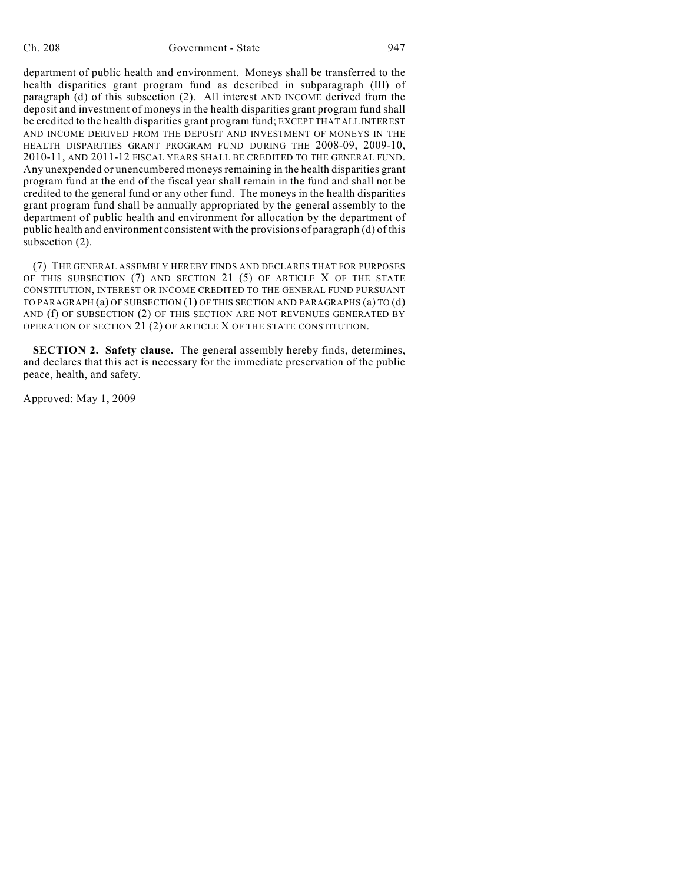department of public health and environment. Moneys shall be transferred to the health disparities grant program fund as described in subparagraph (III) of paragraph (d) of this subsection (2). All interest AND INCOME derived from the deposit and investment of moneys in the health disparities grant program fund shall be credited to the health disparities grant program fund; EXCEPT THAT ALL INTEREST AND INCOME DERIVED FROM THE DEPOSIT AND INVESTMENT OF MONEYS IN THE HEALTH DISPARITIES GRANT PROGRAM FUND DURING THE 2008-09, 2009-10, 2010-11, AND 2011-12 FISCAL YEARS SHALL BE CREDITED TO THE GENERAL FUND. Any unexpended or unencumbered moneys remaining in the health disparities grant program fund at the end of the fiscal year shall remain in the fund and shall not be credited to the general fund or any other fund. The moneys in the health disparities grant program fund shall be annually appropriated by the general assembly to the department of public health and environment for allocation by the department of public health and environment consistent with the provisions of paragraph (d) of this subsection (2).

(7) THE GENERAL ASSEMBLY HEREBY FINDS AND DECLARES THAT FOR PURPOSES OF THIS SUBSECTION (7) AND SECTION 21 (5) OF ARTICLE X OF THE STATE CONSTITUTION, INTEREST OR INCOME CREDITED TO THE GENERAL FUND PURSUANT TO PARAGRAPH (a) OF SUBSECTION (1) OF THIS SECTION AND PARAGRAPHS (a) TO (d) AND (f) OF SUBSECTION (2) OF THIS SECTION ARE NOT REVENUES GENERATED BY OPERATION OF SECTION 21 (2) OF ARTICLE X OF THE STATE CONSTITUTION.

**SECTION 2. Safety clause.** The general assembly hereby finds, determines, and declares that this act is necessary for the immediate preservation of the public peace, health, and safety.

Approved: May 1, 2009